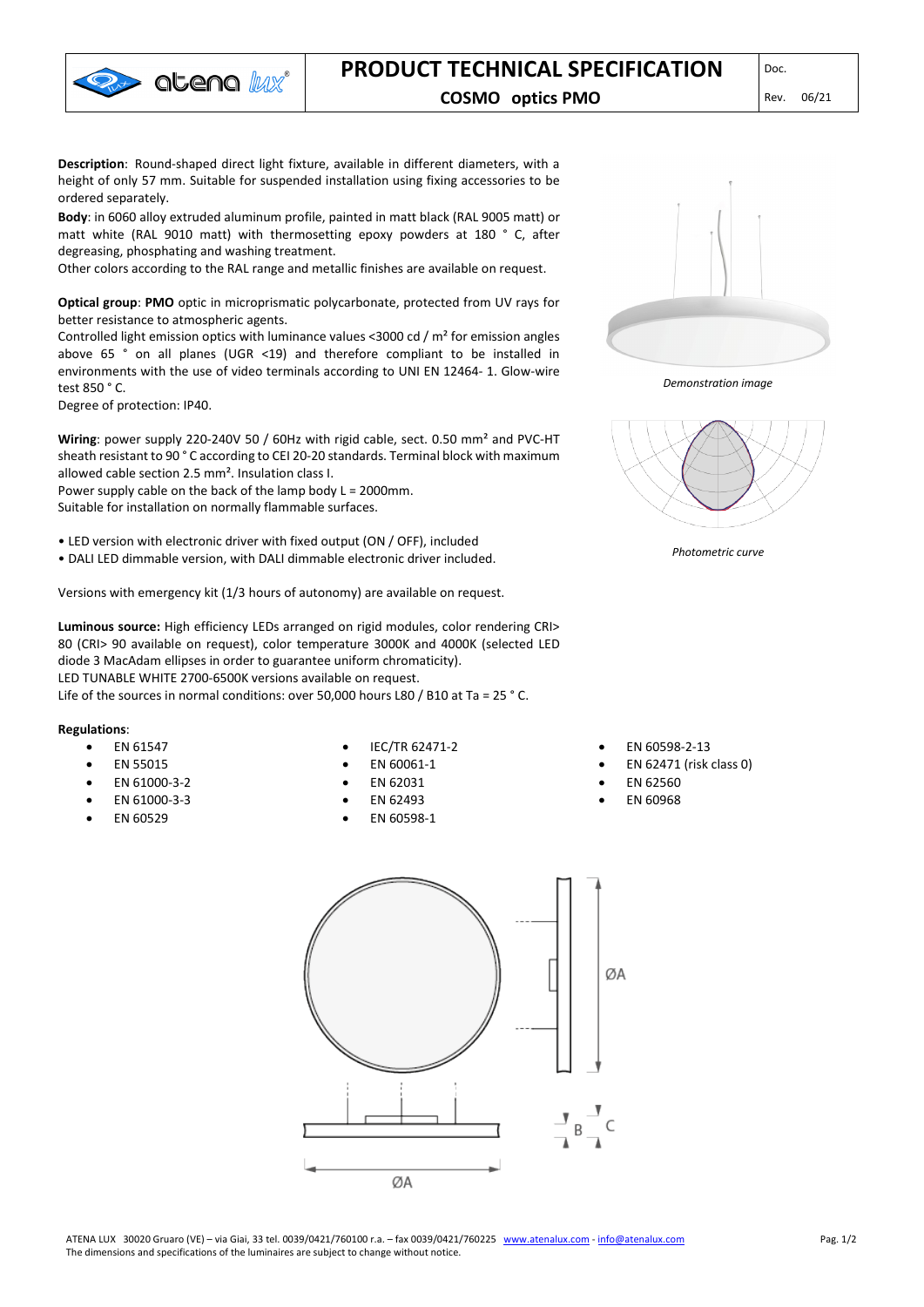# PRODUCT TECHNICAL SPECIFICATION

## COSMO optics PMO

Doc.

Rev. 06/21

**Description**: Round-shaped direct light fixture, available in different diameters, with a height of only 57 mm. Suitable for suspended installation using fixing accessories to be ordered separately.

**Body**: in 6060 alloy extruded aluminum profile, painted in matt black (RAL 9005 matt) or matt white (RAL 9010 matt) with thermosetting epoxy powders at 180 ° C, after degreasing, phosphating and washing treatment.

Other colors according to the RAL range and metallic finishes are available on request.

**Optical group**: **PMO** optic in microprismatic polycarbonate, protected from UV rays for better resistance to atmospheric agents.

Controlled light emission optics with luminance values <3000 cd / m² for emission angles above 65 ° on all planes (UGR <19) and therefore compliant to be installed in environments with the use of video terminals according to UNI EN 12464- 1. Glow-wire test 850 ° C.

Degree of protection: IP40.

**Wiring**: power supply 220-240V 50 / 60Hz with rigid cable, sect. 0.50 mm² and PVC-HT sheath resistant to 90 ° C according to CEI 20-20 standards. Terminal block with maximum allowed cable section 2.5 mm². Insulation class I.

Power supply cable on the back of the lamp body L = 2000mm.

Suitable for installation on normally flammable surfaces.

- LED version with electronic driver with fixed output (ON / OFF), included
- DALI LED dimmable version, with DALI dimmable electronic driver included.

Versions with emergency kit (1/3 hours of autonomy) are available on request.

**Luminous source:** High efficiency LEDs arranged on rigid modules, color rendering CRI> 80 (CRI> 90 available on request), color temperature 3000K and 4000K (selected LED diode 3 MacAdam ellipses in order to guarantee uniform chromaticity).

LED TUNABLE WHITE 2700-6500K versions available on request.

Life of the sources in normal conditions: over 50,000 hours L80 / B10 at Ta = 25 ° C.

*Demonstration image*

*Photometric curve*

**Regulations**:

- EN 61547
- EN 55015
- EN 61000-3-2
- EN 61000-3-3
- EN 60529
- IEC/TR 62471-2
- EN 60061-1
- EN 62031
- EN 62493
- EN 60598-1
- EN 60598-2-13
- EN 62471 (risk class 0)
- EN 62560
- EN 60968

ØA

B C

ØA

ATENA LUX 30020 Gruaro (VE) – via Giai, 33 tel. 0039/0421/760100 r.a. – fax 0039/0421/760225 www.atenalux.com - info@atenalux.com

The dimensions and specifications of the luminaires are subject to change without notice.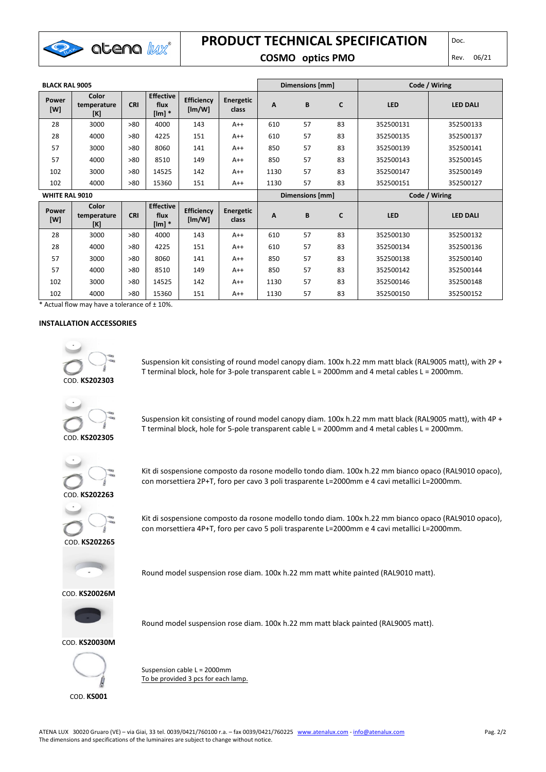| Logo: atena lux | PRODUCT TECHNICAL SPECIFICATION<br>COSMO optics PMO | Doc.<br>Rev. 06/21 |
|---|---|---|

| BLACK RAL 9005 | | | | | | Dimensions [mm] | | | Code / Wiring | |
|---|---|---|---|---|---|---|---|---|---|---|
| Power [W] | Color temperature [K] | CRI | Effective flux [lm] * | Efficiency [lm/W] | Energetic class | A | B | C | LED | LED DALI |
| 28 | 3000 | >80 | 4000 | 143 | A++ | 610 | 57 | 83 | 352500131 | 352500133 |
| 28 | 4000 | >80 | 4225 | 151 | A++ | 610 | 57 | 83 | 352500135 | 352500137 |
| 57 | 3000 | >80 | 8060 | 141 | A++ | 850 | 57 | 83 | 352500139 | 352500141 |
| 57 | 4000 | >80 | 8510 | 149 | A++ | 850 | 57 | 83 | 352500143 | 352500145 |
| 102 | 3000 | >80 | 14525 | 142 | A++ | 1130 | 57 | 83 | 352500147 | 352500149 |
| 102 | 4000 | >80 | 15360 | 151 | A++ | 1130 | 57 | 83 | 352500151 | 352500127 |
| **WHITE RAL 9010** | | | | | | **Dimensions [mm]** | | | **Code / Wiring** | |
| **Power [W]** | **Color temperature [K]** | **CRI** | **Effective flux [lm] *** | **Efficiency [lm/W]** | **Energetic class** | **A** | **B** | **C** | **LED** | **LED DALI** |
| 28 | 3000 | >80 | 4000 | 143 | A++ | 610 | 57 | 83 | 352500130 | 352500132 |
| 28 | 4000 | >80 | 4225 | 151 | A++ | 610 | 57 | 83 | 352500134 | 352500136 |
| 57 | 3000 | >80 | 8060 | 141 | A++ | 850 | 57 | 83 | 352500138 | 352500140 |
| 57 | 4000 | >80 | 8510 | 149 | A++ | 850 | 57 | 83 | 352500142 | 352500144 |
| 102 | 3000 | >80 | 14525 | 142 | A++ | 1130 | 57 | 83 | 352500146 | 352500148 |
| 102 | 4000 | >80 | 15360 | 151 | A++ | 1130 | 57 | 83 | 352500150 | 352500152 |

* Actual flow may have a tolerance of ± 10%.

## INSTALLATION ACCESSORIES

COD. **KS202303**

Suspension kit consisting of round model canopy diam. 100x h.22 mm matt black (RAL9005 matt), with 2P + T terminal block, hole for 3-pole transparent cable L = 2000mm and 4 metal cables L = 2000mm.

COD. **KS202305**

Suspension kit consisting of round model canopy diam. 100x h.22 mm matt black (RAL9005 matt), with 4P + T terminal block, hole for 5-pole transparent cable L = 2000mm and 4 metal cables L = 2000mm.

COD. **KS202263**

Kit di sospensione composto da rosone modello tondo diam. 100x h.22 mm bianco opaco (RAL9010 opaco), con morsettiera 2P+T, foro per cavo 3 poli trasparente L=2000mm e 4 cavi metallici L=2000mm.

COD. **KS202265**

Kit di sospensione composto da rosone modello tondo diam. 100x h.22 mm bianco opaco (RAL9010 opaco), con morsettiera 4P+T, foro per cavo 5 poli trasparente L=2000mm e 4 cavi metallici L=2000mm.

COD. **KS20026M**

Round model suspension rose diam. 100x h.22 mm matt white painted (RAL9010 matt).

COD. **KS20030M**

Round model suspension rose diam. 100x h.22 mm matt black painted (RAL9005 matt).

COD. **KS001**

Suspension cable L = 2000mm
To be provided 3 pcs for each lamp.

ATENA LUX 30020 Gruaro (VE) – via Giai, 33 tel. 0039/0421/760100 r.a. – fax 0039/0421/760225 www.atenalux.com - info@atenalux.com
The dimensions and specifications of the luminaires are subject to change without notice.